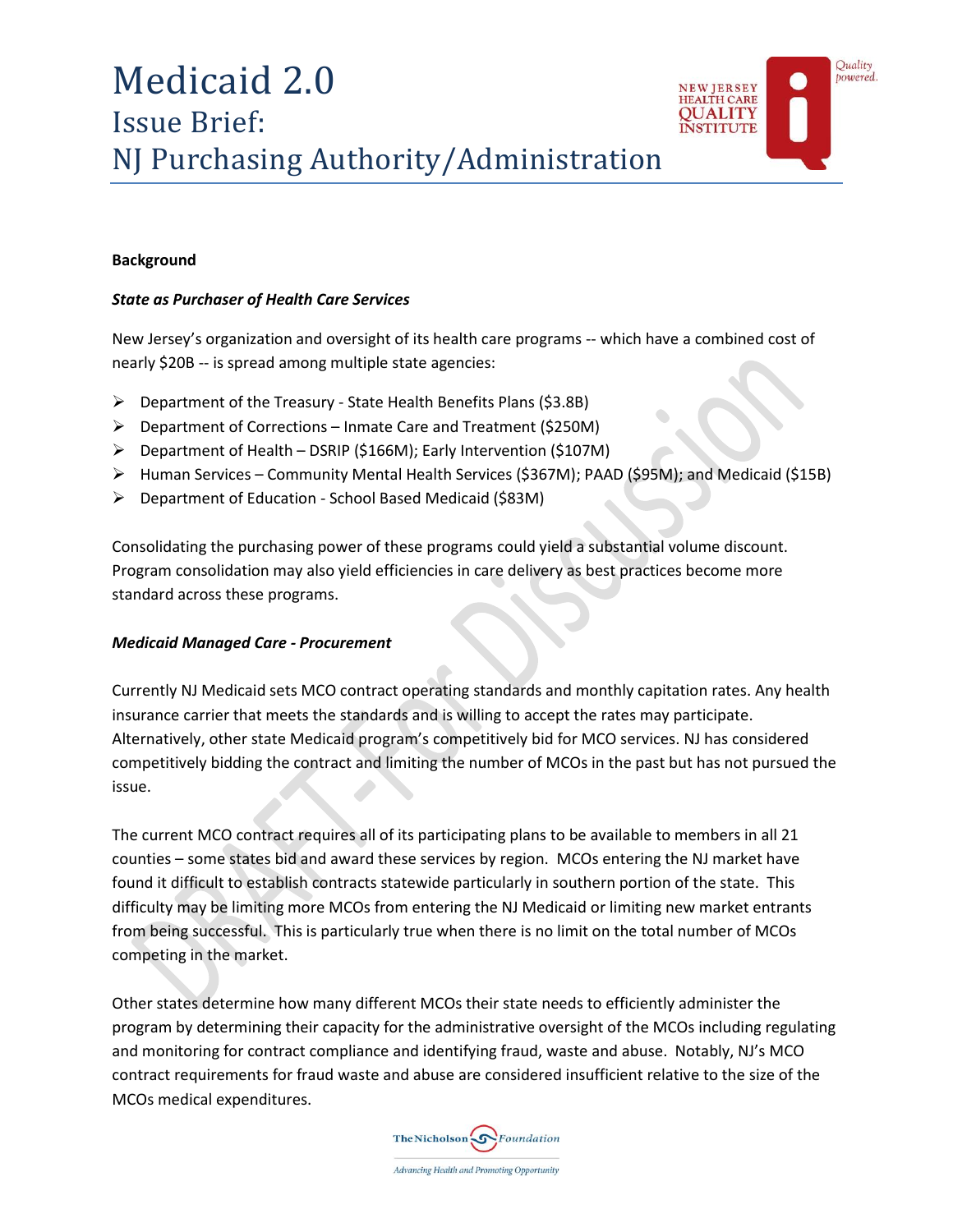# Medicaid 2.0
## Issue Brief:
## NJ Purchasing Authority/Administration

**Background**

***State as Purchaser of Health Care Services***

New Jersey's organization and oversight of its health care programs -- which have a combined cost of nearly $20B -- is spread among multiple state agencies:

- Department of the Treasury - State Health Benefits Plans ($3.8B)
- Department of Corrections – Inmate Care and Treatment ($250M)
- Department of Health – DSRIP ($166M); Early Intervention ($107M)
- Human Services – Community Mental Health Services ($367M); PAAD ($95M); and Medicaid ($15B)
- Department of Education - School Based Medicaid ($83M)

Consolidating the purchasing power of these programs could yield a substantial volume discount. Program consolidation may also yield efficiencies in care delivery as best practices become more standard across these programs.

***Medicaid Managed Care - Procurement***

Currently NJ Medicaid sets MCO contract operating standards and monthly capitation rates. Any health insurance carrier that meets the standards and is willing to accept the rates may participate. Alternatively, other state Medicaid program's competitively bid for MCO services. NJ has considered competitively bidding the contract and limiting the number of MCOs in the past but has not pursued the issue.

The current MCO contract requires all of its participating plans to be available to members in all 21 counties – some states bid and award these services by region. MCOs entering the NJ market have found it difficult to establish contracts statewide particularly in southern portion of the state. This difficulty may be limiting more MCOs from entering the NJ Medicaid or limiting new market entrants from being successful. This is particularly true when there is no limit on the total number of MCOs competing in the market.

Other states determine how many different MCOs their state needs to efficiently administer the program by determining their capacity for the administrative oversight of the MCOs including regulating and monitoring for contract compliance and identifying fraud, waste and abuse. Notably, NJ's MCO contract requirements for fraud waste and abuse are considered insufficient relative to the size of the MCOs medical expenditures.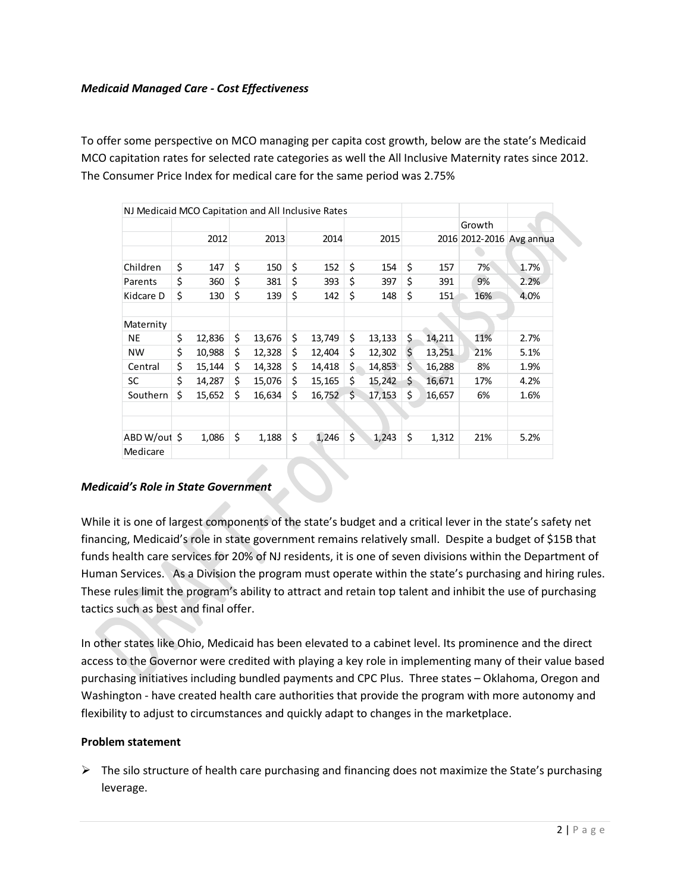*Medicaid Managed Care - Cost Effectiveness*

To offer some perspective on MCO managing per capita cost growth, below are the state's Medicaid MCO capitation rates for selected rate categories as well the All Inclusive Maternity rates since 2012. The Consumer Price Index for medical care for the same period was 2.75%

| NJ Medicaid MCO Capitation and All Inclusive Rates | | | | | | | |
|---|---|---|---|---|---|---|---|
| | | | | | | Growth | |
| | 2012 | 2013 | 2014 | 2015 | 2016 | 2012-2016 | Avg annua |
| Children | $ 147 | $ 150 | $ 152 | $ 154 | $ 157 | 7% | 1.7% |
| Parents | $ 360 | $ 381 | $ 393 | $ 397 | $ 391 | 9% | 2.2% |
| Kidcare D | $ 130 | $ 139 | $ 142 | $ 148 | $ 151 | 16% | 4.0% |
| Maternity | | | | | | | |
| NE | $ 12,836 | $ 13,676 | $ 13,749 | $ 13,133 | $ 14,211 | 11% | 2.7% |
| NW | $ 10,988 | $ 12,328 | $ 12,404 | $ 12,302 | $ 13,251 | 21% | 5.1% |
| Central | $ 15,144 | $ 14,328 | $ 14,418 | $ 14,853 | $ 16,288 | 8% | 1.9% |
| SC | $ 14,287 | $ 15,076 | $ 15,165 | $ 15,242 | $ 16,671 | 17% | 4.2% |
| Southern | $ 15,652 | $ 16,634 | $ 16,752 | $ 17,153 | $ 16,657 | 6% | 1.6% |
| ABD W/out Medicare | $ 1,086 | $ 1,188 | $ 1,246 | $ 1,243 | $ 1,312 | 21% | 5.2% |

*Medicaid's Role in State Government*

While it is one of largest components of the state's budget and a critical lever in the state's safety net financing, Medicaid's role in state government remains relatively small. Despite a budget of $15B that funds health care services for 20% of NJ residents, it is one of seven divisions within the Department of Human Services. As a Division the program must operate within the state's purchasing and hiring rules. These rules limit the program's ability to attract and retain top talent and inhibit the use of purchasing tactics such as best and final offer.

In other states like Ohio, Medicaid has been elevated to a cabinet level. Its prominence and the direct access to the Governor were credited with playing a key role in implementing many of their value based purchasing initiatives including bundled payments and CPC Plus. Three states – Oklahoma, Oregon and Washington - have created health care authorities that provide the program with more autonomy and flexibility to adjust to circumstances and quickly adapt to changes in the marketplace.

**Problem statement**

- The silo structure of health care purchasing and financing does not maximize the State's purchasing leverage.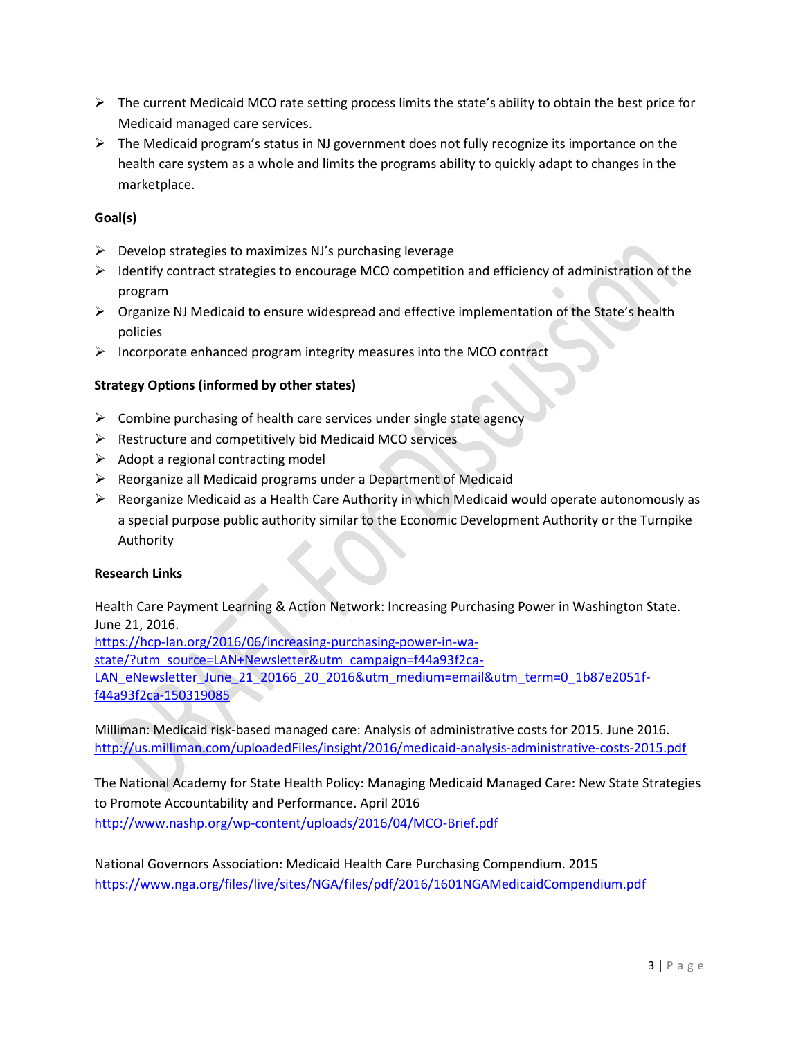- The current Medicaid MCO rate setting process limits the state's ability to obtain the best price for Medicaid managed care services.
- The Medicaid program's status in NJ government does not fully recognize its importance on the health care system as a whole and limits the programs ability to quickly adapt to changes in the marketplace.

**Goal(s)**

- Develop strategies to maximizes NJ's purchasing leverage
- Identify contract strategies to encourage MCO competition and efficiency of administration of the program
- Organize NJ Medicaid to ensure widespread and effective implementation of the State's health policies
- Incorporate enhanced program integrity measures into the MCO contract

**Strategy Options (informed by other states)**

- Combine purchasing of health care services under single state agency
- Restructure and competitively bid Medicaid MCO services
- Adopt a regional contracting model
- Reorganize all Medicaid programs under a Department of Medicaid
- Reorganize Medicaid as a Health Care Authority in which Medicaid would operate autonomously as a special purpose public authority similar to the Economic Development Authority or the Turnpike Authority

**Research Links**

Health Care Payment Learning & Action Network: Increasing Purchasing Power in Washington State. June 21, 2016.
https://hcp-lan.org/2016/06/increasing-purchasing-power-in-wa-state/?utm_source=LAN+Newsletter&utm_campaign=f44a93f2ca-LAN_eNewsletter_June_21_20166_20_2016&utm_medium=email&utm_term=0_1b87e2051f-f44a93f2ca-150319085

Milliman: Medicaid risk-based managed care: Analysis of administrative costs for 2015. June 2016.
http://us.milliman.com/uploadedFiles/insight/2016/medicaid-analysis-administrative-costs-2015.pdf

The National Academy for State Health Policy: Managing Medicaid Managed Care: New State Strategies to Promote Accountability and Performance. April 2016
http://www.nashp.org/wp-content/uploads/2016/04/MCO-Brief.pdf

National Governors Association: Medicaid Health Care Purchasing Compendium. 2015
https://www.nga.org/files/live/sites/NGA/files/pdf/2016/1601NGAMedicaidCompendium.pdf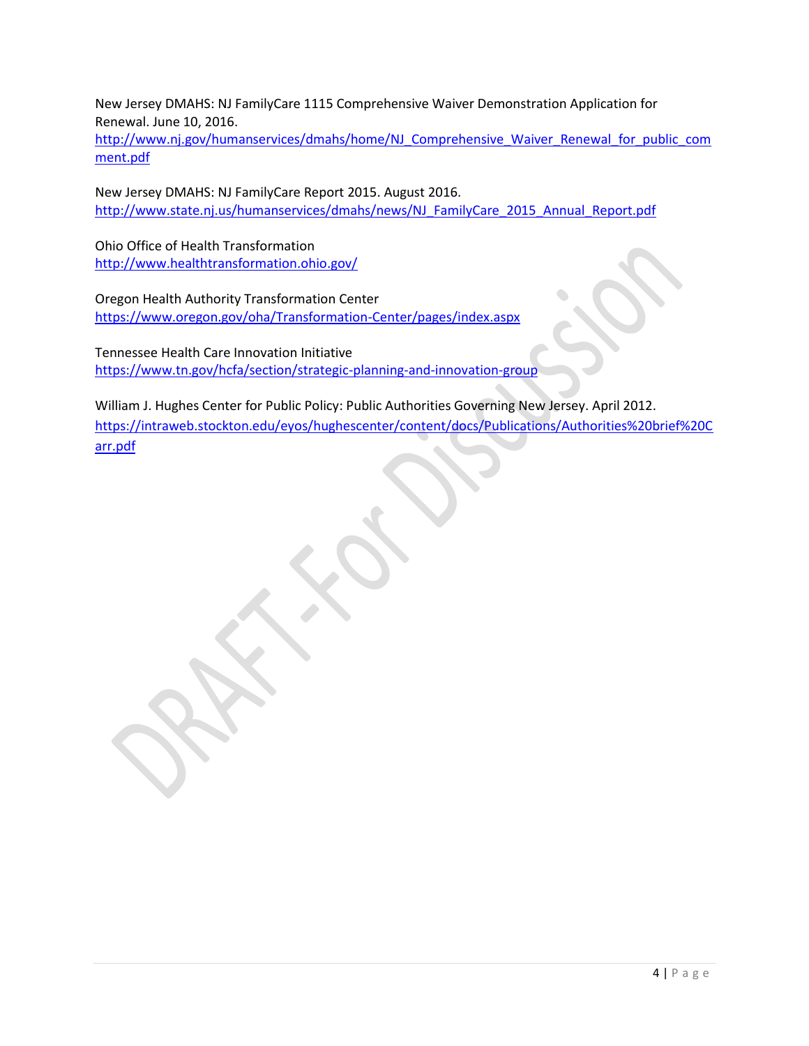New Jersey DMAHS: NJ FamilyCare 1115 Comprehensive Waiver Demonstration Application for Renewal. June 10, 2016.
http://www.nj.gov/humanservices/dmahs/home/NJ_Comprehensive_Waiver_Renewal_for_public_comment.pdf

New Jersey DMAHS: NJ FamilyCare Report 2015. August 2016.
http://www.state.nj.us/humanservices/dmahs/news/NJ_FamilyCare_2015_Annual_Report.pdf

Ohio Office of Health Transformation
http://www.healthtransformation.ohio.gov/

Oregon Health Authority Transformation Center
https://www.oregon.gov/oha/Transformation-Center/pages/index.aspx

Tennessee Health Care Innovation Initiative
https://www.tn.gov/hcfa/section/strategic-planning-and-innovation-group

William J. Hughes Center for Public Policy: Public Authorities Governing New Jersey. April 2012.
https://intraweb.stockton.edu/eyos/hughescenter/content/docs/Publications/Authorities%20brief%20Carr.pdf